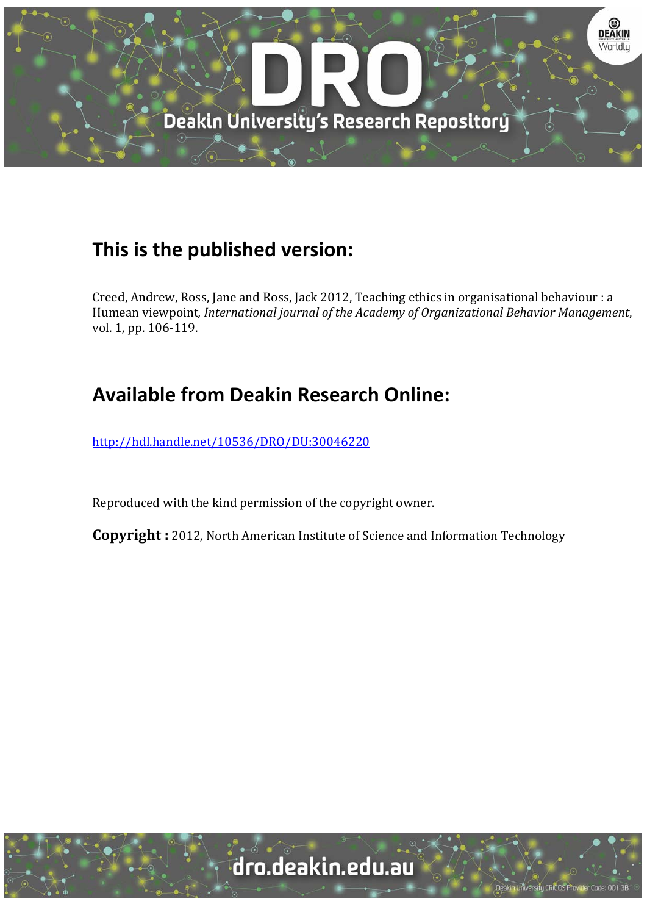## This is the published version:

Creed, Andrew, Ross, Jane and Ross, Jack 2012, Teaching ethics in organisational behaviour : a Humean viewpoint, *International journal of the Academy of Organizational Behavior Management*, vol. 1, pp. 106-119.

## Available from Deakin Research Online:

http://hdl.handle.net/10536/DRO/DU:30046220

Reproduced with the kind permission of the copyright owner.

**Copyright :** 2012, North American Institute of Science and Information Technology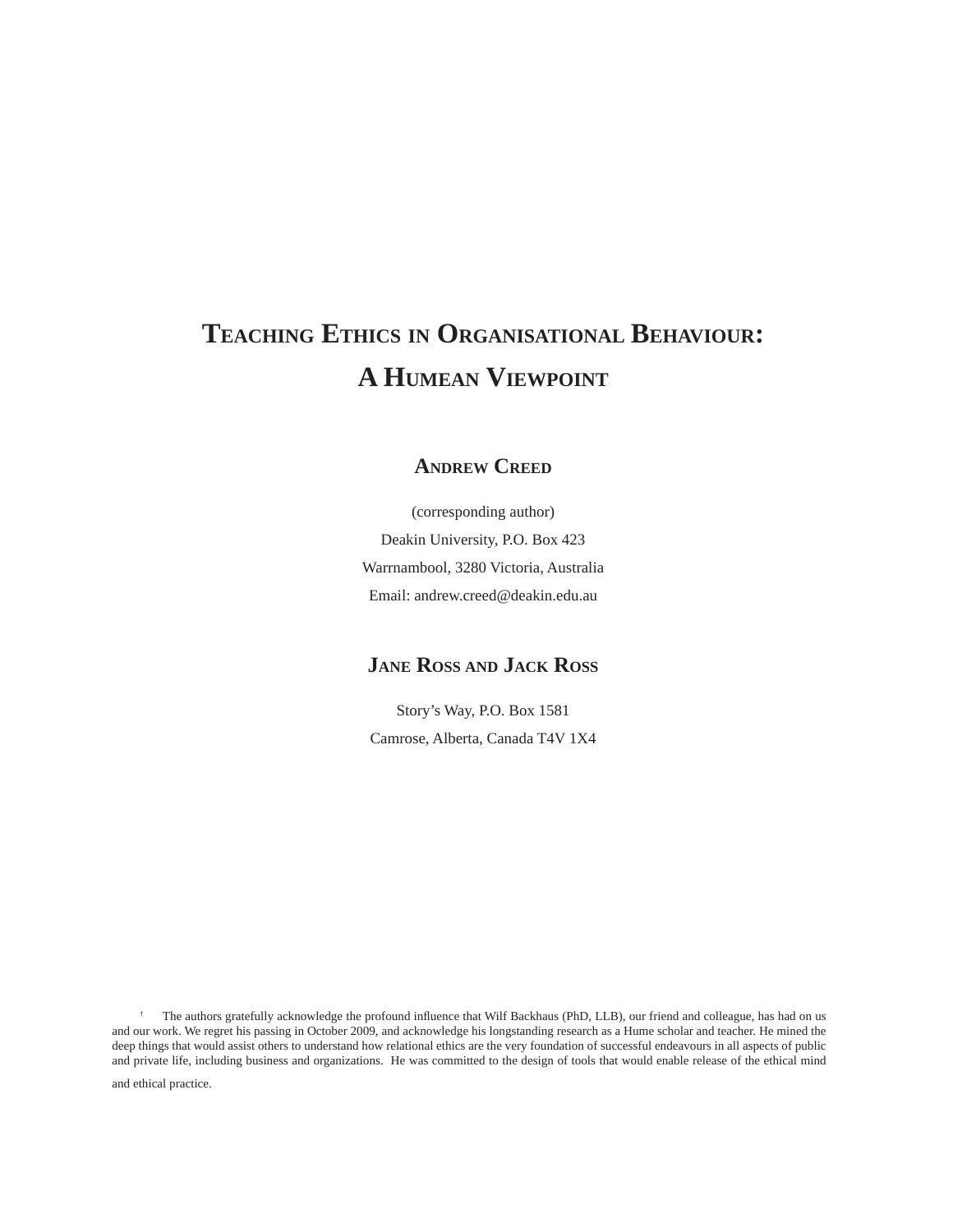# Teaching Ethics in Organisational Behaviour: A Humean Viewpoint

**Andrew Creed**

(corresponding author)

Deakin University, P.O. Box 423

Warrnambool, 3280 Victoria, Australia

Email: andrew.creed@deakin.edu.au

**Jane Ross and Jack Ross**

Story's Way, P.O. Box 1581

Camrose, Alberta, Canada T4V 1X4

[†] The authors gratefully acknowledge the profound influence that Wilf Backhaus (PhD, LLB), our friend and colleague, has had on us and our work. We regret his passing in October 2009, and acknowledge his longstanding research as a Hume scholar and teacher. He mined the deep things that would assist others to understand how relational ethics are the very foundation of successful endeavours in all aspects of public and private life, including business and organizations. He was committed to the design of tools that would enable release of the ethical mind and ethical practice.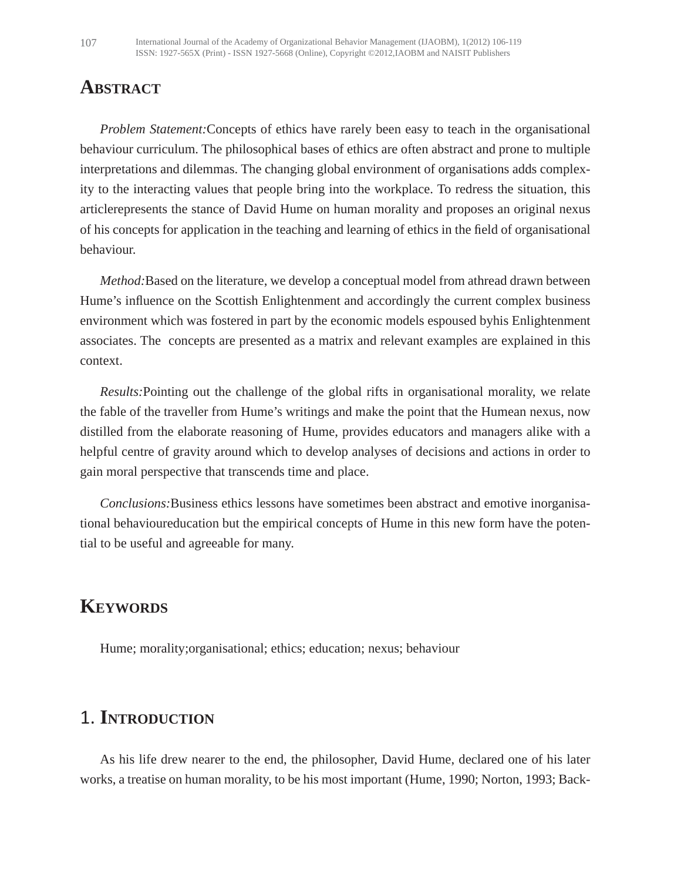## Abstract

*Problem Statement:*Concepts of ethics have rarely been easy to teach in the organisational behaviour curriculum. The philosophical bases of ethics are often abstract and prone to multiple interpretations and dilemmas. The changing global environment of organisations adds complexity to the interacting values that people bring into the workplace. To redress the situation, this articlerepresents the stance of David Hume on human morality and proposes an original nexus of his concepts for application in the teaching and learning of ethics in the field of organisational behaviour.

*Method:*Based on the literature, we develop a conceptual model from athread drawn between Hume's influence on the Scottish Enlightenment and accordingly the current complex business environment which was fostered in part by the economic models espoused byhis Enlightenment associates. The concepts are presented as a matrix and relevant examples are explained in this context.

*Results:*Pointing out the challenge of the global rifts in organisational morality, we relate the fable of the traveller from Hume's writings and make the point that the Humean nexus, now distilled from the elaborate reasoning of Hume, provides educators and managers alike with a helpful centre of gravity around which to develop analyses of decisions and actions in order to gain moral perspective that transcends time and place.

*Conclusions:*Business ethics lessons have sometimes been abstract and emotive inorganisational behavioureducation but the empirical concepts of Hume in this new form have the potential to be useful and agreeable for many.

## Keywords

Hume; morality;organisational; ethics; education; nexus; behaviour

## 1. Introduction

As his life drew nearer to the end, the philosopher, David Hume, declared one of his later works, a treatise on human morality, to be his most important (Hume, 1990; Norton, 1993; Back-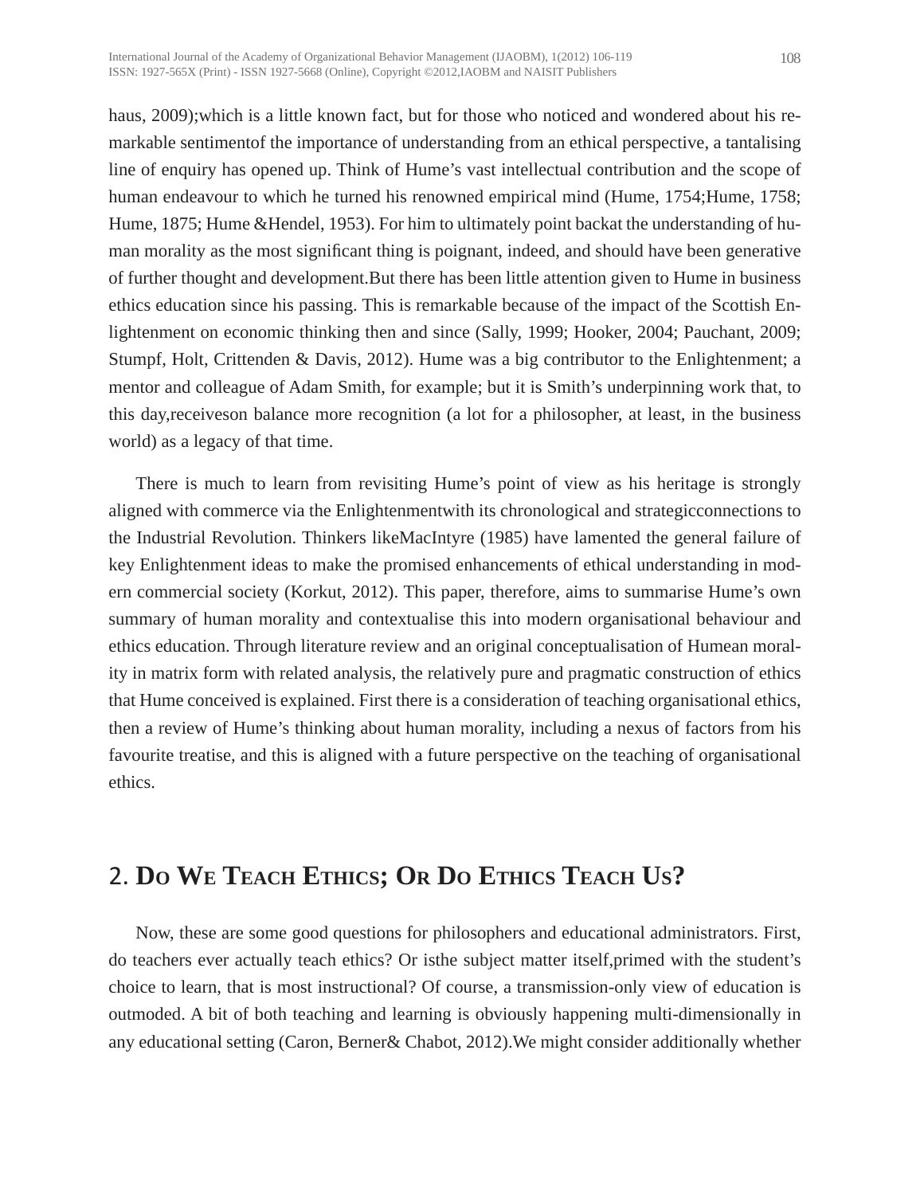haus, 2009);which is a little known fact, but for those who noticed and wondered about his remarkable sentimentof the importance of understanding from an ethical perspective, a tantalising line of enquiry has opened up. Think of Hume's vast intellectual contribution and the scope of human endeavour to which he turned his renowned empirical mind (Hume, 1754;Hume, 1758; Hume, 1875; Hume &Hendel, 1953). For him to ultimately point backat the understanding of human morality as the most significant thing is poignant, indeed, and should have been generative of further thought and development.But there has been little attention given to Hume in business ethics education since his passing. This is remarkable because of the impact of the Scottish Enlightenment on economic thinking then and since (Sally, 1999; Hooker, 2004; Pauchant, 2009; Stumpf, Holt, Crittenden & Davis, 2012). Hume was a big contributor to the Enlightenment; a mentor and colleague of Adam Smith, for example; but it is Smith's underpinning work that, to this day,receiveson balance more recognition (a lot for a philosopher, at least, in the business world) as a legacy of that time.

There is much to learn from revisiting Hume's point of view as his heritage is strongly aligned with commerce via the Enlightenmentwith its chronological and strategicconnections to the Industrial Revolution. Thinkers likeMacIntyre (1985) have lamented the general failure of key Enlightenment ideas to make the promised enhancements of ethical understanding in modern commercial society (Korkut, 2012). This paper, therefore, aims to summarise Hume's own summary of human morality and contextualise this into modern organisational behaviour and ethics education. Through literature review and an original conceptualisation of Humean morality in matrix form with related analysis, the relatively pure and pragmatic construction of ethics that Hume conceived is explained. First there is a consideration of teaching organisational ethics, then a review of Hume's thinking about human morality, including a nexus of factors from his favourite treatise, and this is aligned with a future perspective on the teaching of organisational ethics.

## 2. Do We Teach Ethics; Or Do Ethics Teach Us?

Now, these are some good questions for philosophers and educational administrators. First, do teachers ever actually teach ethics? Or isthe subject matter itself,primed with the student's choice to learn, that is most instructional? Of course, a transmission-only view of education is outmoded. A bit of both teaching and learning is obviously happening multi-dimensionally in any educational setting (Caron, Berner& Chabot, 2012).We might consider additionally whether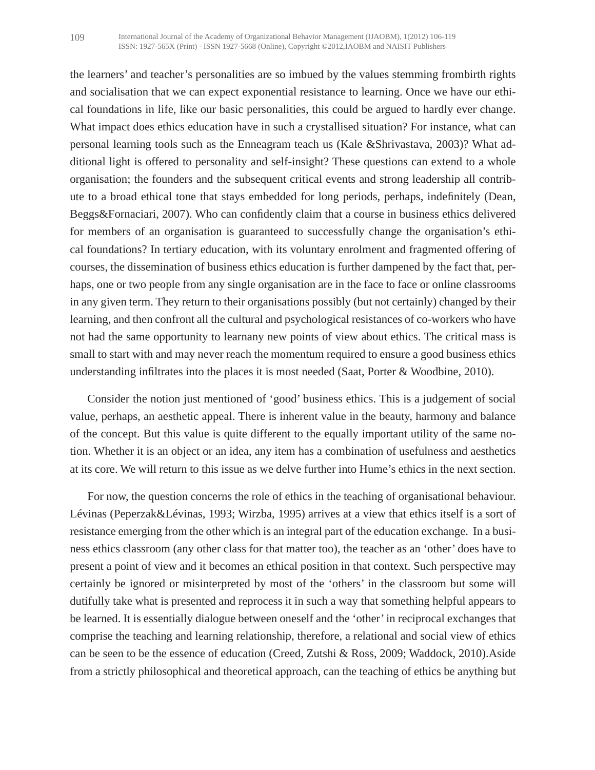the learners' and teacher's personalities are so imbued by the values stemming frombirth rights and socialisation that we can expect exponential resistance to learning. Once we have our ethical foundations in life, like our basic personalities, this could be argued to hardly ever change. What impact does ethics education have in such a crystallised situation? For instance, what can personal learning tools such as the Enneagram teach us (Kale &Shrivastava, 2003)? What additional light is offered to personality and self-insight? These questions can extend to a whole organisation; the founders and the subsequent critical events and strong leadership all contribute to a broad ethical tone that stays embedded for long periods, perhaps, indefinitely (Dean, Beggs&Fornaciari, 2007). Who can confidently claim that a course in business ethics delivered for members of an organisation is guaranteed to successfully change the organisation's ethical foundations? In tertiary education, with its voluntary enrolment and fragmented offering of courses, the dissemination of business ethics education is further dampened by the fact that, perhaps, one or two people from any single organisation are in the face to face or online classrooms in any given term. They return to their organisations possibly (but not certainly) changed by their learning, and then confront all the cultural and psychological resistances of co-workers who have not had the same opportunity to learnany new points of view about ethics. The critical mass is small to start with and may never reach the momentum required to ensure a good business ethics understanding infiltrates into the places it is most needed (Saat, Porter & Woodbine, 2010).

Consider the notion just mentioned of 'good' business ethics. This is a judgement of social value, perhaps, an aesthetic appeal. There is inherent value in the beauty, harmony and balance of the concept. But this value is quite different to the equally important utility of the same notion. Whether it is an object or an idea, any item has a combination of usefulness and aesthetics at its core. We will return to this issue as we delve further into Hume's ethics in the next section.

For now, the question concerns the role of ethics in the teaching of organisational behaviour. Lévinas (Peperzak&Lévinas, 1993; Wirzba, 1995) arrives at a view that ethics itself is a sort of resistance emerging from the other which is an integral part of the education exchange. In a business ethics classroom (any other class for that matter too), the teacher as an 'other' does have to present a point of view and it becomes an ethical position in that context. Such perspective may certainly be ignored or misinterpreted by most of the 'others' in the classroom but some will dutifully take what is presented and reprocess it in such a way that something helpful appears to be learned. It is essentially dialogue between oneself and the 'other' in reciprocal exchanges that comprise the teaching and learning relationship, therefore, a relational and social view of ethics can be seen to be the essence of education (Creed, Zutshi & Ross, 2009; Waddock, 2010).Aside from a strictly philosophical and theoretical approach, can the teaching of ethics be anything but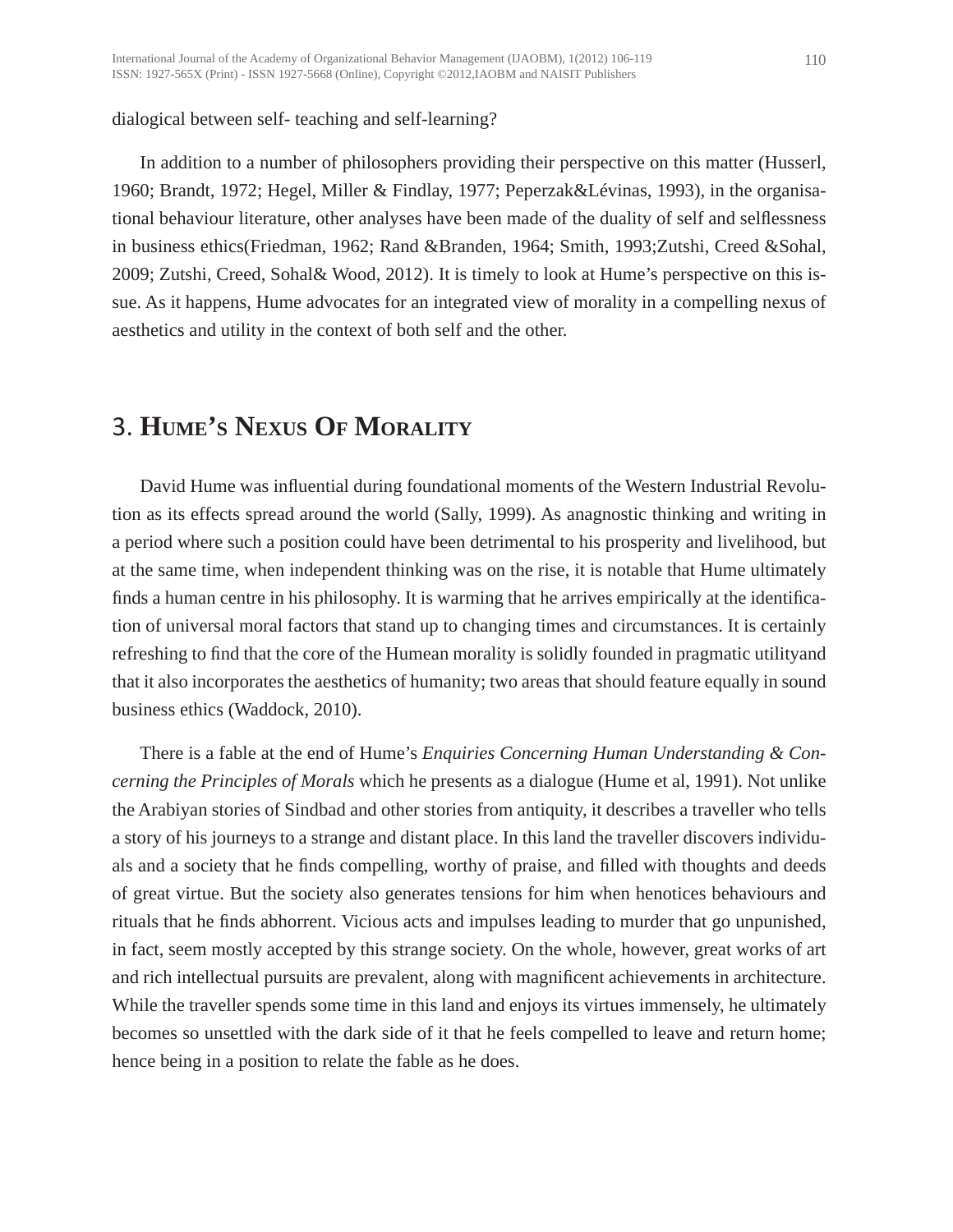dialogical between self- teaching and self-learning?

In addition to a number of philosophers providing their perspective on this matter (Husserl, 1960; Brandt, 1972; Hegel, Miller & Findlay, 1977; Peperzak&Lévinas, 1993), in the organisational behaviour literature, other analyses have been made of the duality of self and selflessness in business ethics(Friedman, 1962; Rand &Branden, 1964; Smith, 1993;Zutshi, Creed &Sohal, 2009; Zutshi, Creed, Sohal& Wood, 2012). It is timely to look at Hume's perspective on this issue. As it happens, Hume advocates for an integrated view of morality in a compelling nexus of aesthetics and utility in the context of both self and the other.

# 3. Hume's Nexus Of Morality

David Hume was influential during foundational moments of the Western Industrial Revolution as its effects spread around the world (Sally, 1999). As anagnostic thinking and writing in a period where such a position could have been detrimental to his prosperity and livelihood, but at the same time, when independent thinking was on the rise, it is notable that Hume ultimately finds a human centre in his philosophy. It is warming that he arrives empirically at the identification of universal moral factors that stand up to changing times and circumstances. It is certainly refreshing to find that the core of the Humean morality is solidly founded in pragmatic utilityand that it also incorporates the aesthetics of humanity; two areas that should feature equally in sound business ethics (Waddock, 2010).

There is a fable at the end of Hume's *Enquiries Concerning Human Understanding & Concerning the Principles of Morals* which he presents as a dialogue (Hume et al, 1991). Not unlike the Arabiyan stories of Sindbad and other stories from antiquity, it describes a traveller who tells a story of his journeys to a strange and distant place. In this land the traveller discovers individuals and a society that he finds compelling, worthy of praise, and filled with thoughts and deeds of great virtue. But the society also generates tensions for him when henotices behaviours and rituals that he finds abhorrent. Vicious acts and impulses leading to murder that go unpunished, in fact, seem mostly accepted by this strange society. On the whole, however, great works of art and rich intellectual pursuits are prevalent, along with magnificent achievements in architecture. While the traveller spends some time in this land and enjoys its virtues immensely, he ultimately becomes so unsettled with the dark side of it that he feels compelled to leave and return home; hence being in a position to relate the fable as he does.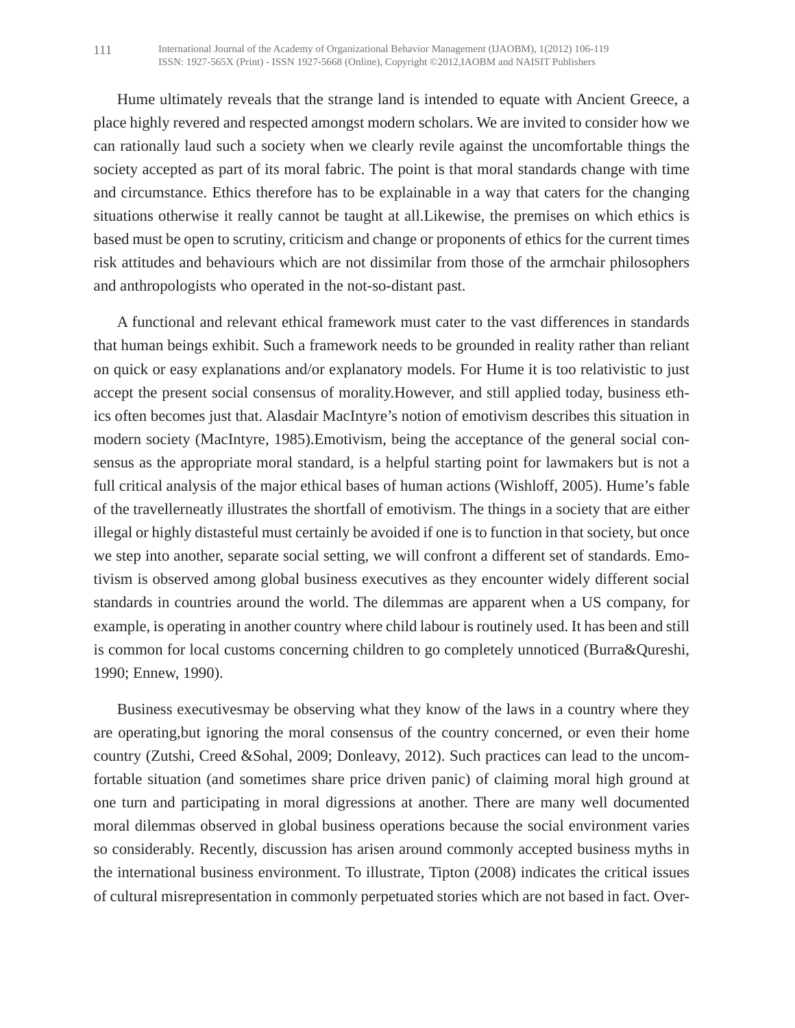Hume ultimately reveals that the strange land is intended to equate with Ancient Greece, a place highly revered and respected amongst modern scholars. We are invited to consider how we can rationally laud such a society when we clearly revile against the uncomfortable things the society accepted as part of its moral fabric. The point is that moral standards change with time and circumstance. Ethics therefore has to be explainable in a way that caters for the changing situations otherwise it really cannot be taught at all.Likewise, the premises on which ethics is based must be open to scrutiny, criticism and change or proponents of ethics for the current times risk attitudes and behaviours which are not dissimilar from those of the armchair philosophers and anthropologists who operated in the not-so-distant past.

A functional and relevant ethical framework must cater to the vast differences in standards that human beings exhibit. Such a framework needs to be grounded in reality rather than reliant on quick or easy explanations and/or explanatory models. For Hume it is too relativistic to just accept the present social consensus of morality.However, and still applied today, business ethics often becomes just that. Alasdair MacIntyre's notion of emotivism describes this situation in modern society (MacIntyre, 1985).Emotivism, being the acceptance of the general social consensus as the appropriate moral standard, is a helpful starting point for lawmakers but is not a full critical analysis of the major ethical bases of human actions (Wishloff, 2005). Hume's fable of the travellerneatly illustrates the shortfall of emotivism. The things in a society that are either illegal or highly distasteful must certainly be avoided if one is to function in that society, but once we step into another, separate social setting, we will confront a different set of standards. Emotivism is observed among global business executives as they encounter widely different social standards in countries around the world. The dilemmas are apparent when a US company, for example, is operating in another country where child labour is routinely used. It has been and still is common for local customs concerning children to go completely unnoticed (Burra&Qureshi, 1990; Ennew, 1990).

Business executivesmay be observing what they know of the laws in a country where they are operating,but ignoring the moral consensus of the country concerned, or even their home country (Zutshi, Creed &Sohal, 2009; Donleavy, 2012). Such practices can lead to the uncomfortable situation (and sometimes share price driven panic) of claiming moral high ground at one turn and participating in moral digressions at another. There are many well documented moral dilemmas observed in global business operations because the social environment varies so considerably. Recently, discussion has arisen around commonly accepted business myths in the international business environment. To illustrate, Tipton (2008) indicates the critical issues of cultural misrepresentation in commonly perpetuated stories which are not based in fact. Over-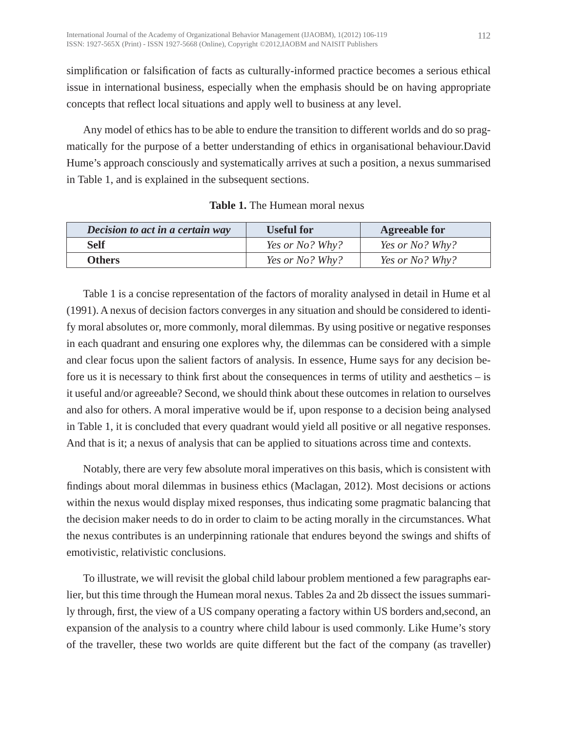simplification or falsification of facts as culturally-informed practice becomes a serious ethical issue in international business, especially when the emphasis should be on having appropriate concepts that reflect local situations and apply well to business at any level.

Any model of ethics has to be able to endure the transition to different worlds and do so pragmatically for the purpose of a better understanding of ethics in organisational behaviour.David Hume's approach consciously and systematically arrives at such a position, a nexus summarised in Table 1, and is explained in the subsequent sections.

**Table 1.** The Humean moral nexus

| ***Decision to act in a certain way*** | **Useful for** | **Agreeable for** |
|---|---|---|
| **Self** | *Yes or No? Why?* | *Yes or No? Why?* |
| **Others** | *Yes or No? Why?* | *Yes or No? Why?* |

Table 1 is a concise representation of the factors of morality analysed in detail in Hume et al (1991). A nexus of decision factors converges in any situation and should be considered to identify moral absolutes or, more commonly, moral dilemmas. By using positive or negative responses in each quadrant and ensuring one explores why, the dilemmas can be considered with a simple and clear focus upon the salient factors of analysis. In essence, Hume says for any decision before us it is necessary to think first about the consequences in terms of utility and aesthetics – is it useful and/or agreeable? Second, we should think about these outcomes in relation to ourselves and also for others. A moral imperative would be if, upon response to a decision being analysed in Table 1, it is concluded that every quadrant would yield all positive or all negative responses. And that is it; a nexus of analysis that can be applied to situations across time and contexts.

Notably, there are very few absolute moral imperatives on this basis, which is consistent with findings about moral dilemmas in business ethics (Maclagan, 2012). Most decisions or actions within the nexus would display mixed responses, thus indicating some pragmatic balancing that the decision maker needs to do in order to claim to be acting morally in the circumstances. What the nexus contributes is an underpinning rationale that endures beyond the swings and shifts of emotivistic, relativistic conclusions.

To illustrate, we will revisit the global child labour problem mentioned a few paragraphs earlier, but this time through the Humean moral nexus. Tables 2a and 2b dissect the issues summarily through, first, the view of a US company operating a factory within US borders and,second, an expansion of the analysis to a country where child labour is used commonly. Like Hume's story of the traveller, these two worlds are quite different but the fact of the company (as traveller)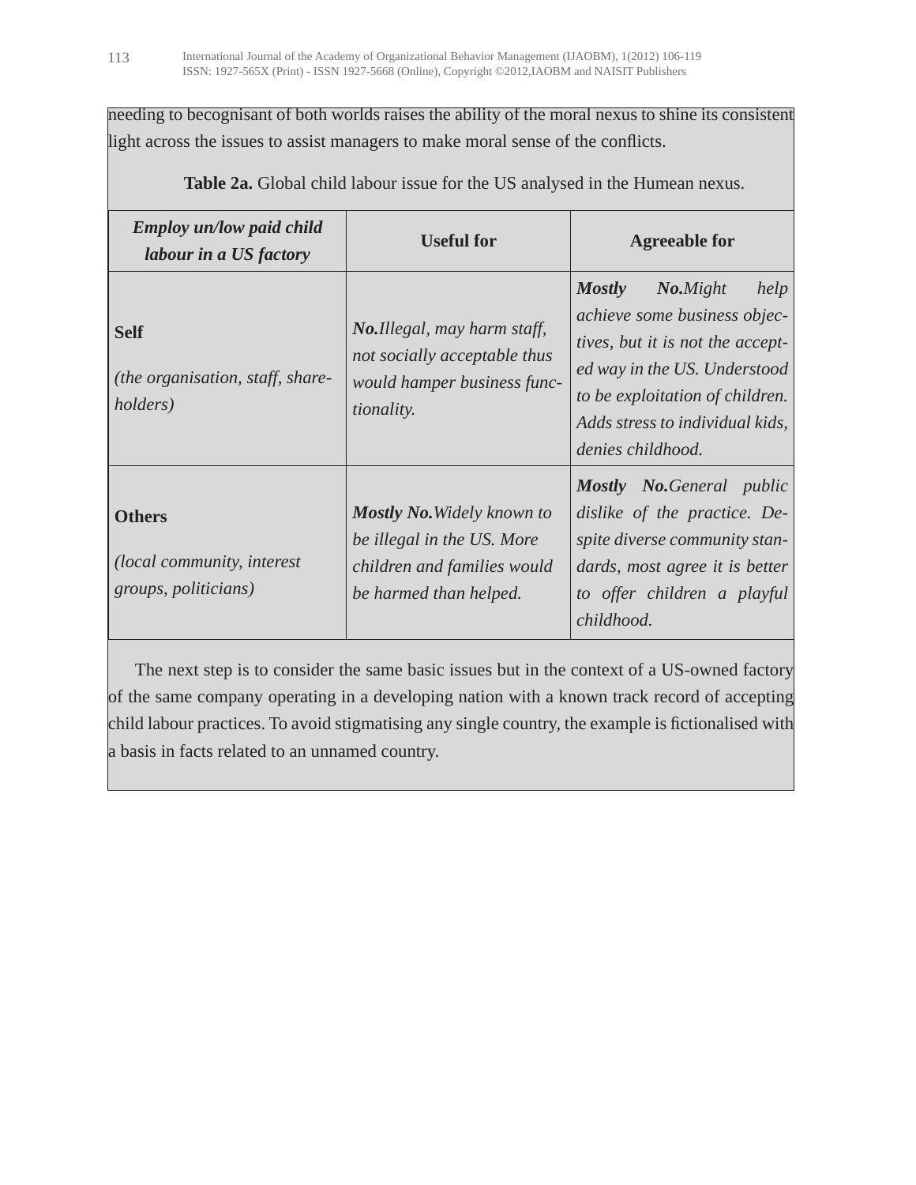needing to becognisant of both worlds raises the ability of the moral nexus to shine its consistent light across the issues to assist managers to make moral sense of the conflicts.

**Table 2a.** Global child labour issue for the US analysed in the Humean nexus.

| ***Employ un/low paid child labour in a US factory*** | **Useful for** | **Agreeable for** |
|---|---|---|
| **Self** *(the organisation, staff, shareholders)* | ***No.****Illegal, may harm staff, not socially acceptable thus would hamper business functionality.* | ***Mostly No.****Might help achieve some business objectives, but it is not the accepted way in the US. Understood to be exploitation of children. Adds stress to individual kids, denies childhood.* |
| **Others** *(local community, interest groups, politicians)* | ***Mostly No.****Widely known to be illegal in the US. More children and families would be harmed than helped.* | ***Mostly No.****General public dislike of the practice. Despite diverse community standards, most agree it is better to offer children a playful childhood.* |

The next step is to consider the same basic issues but in the context of a US-owned factory of the same company operating in a developing nation with a known track record of accepting child labour practices. To avoid stigmatising any single country, the example is fictionalised with a basis in facts related to an unnamed country.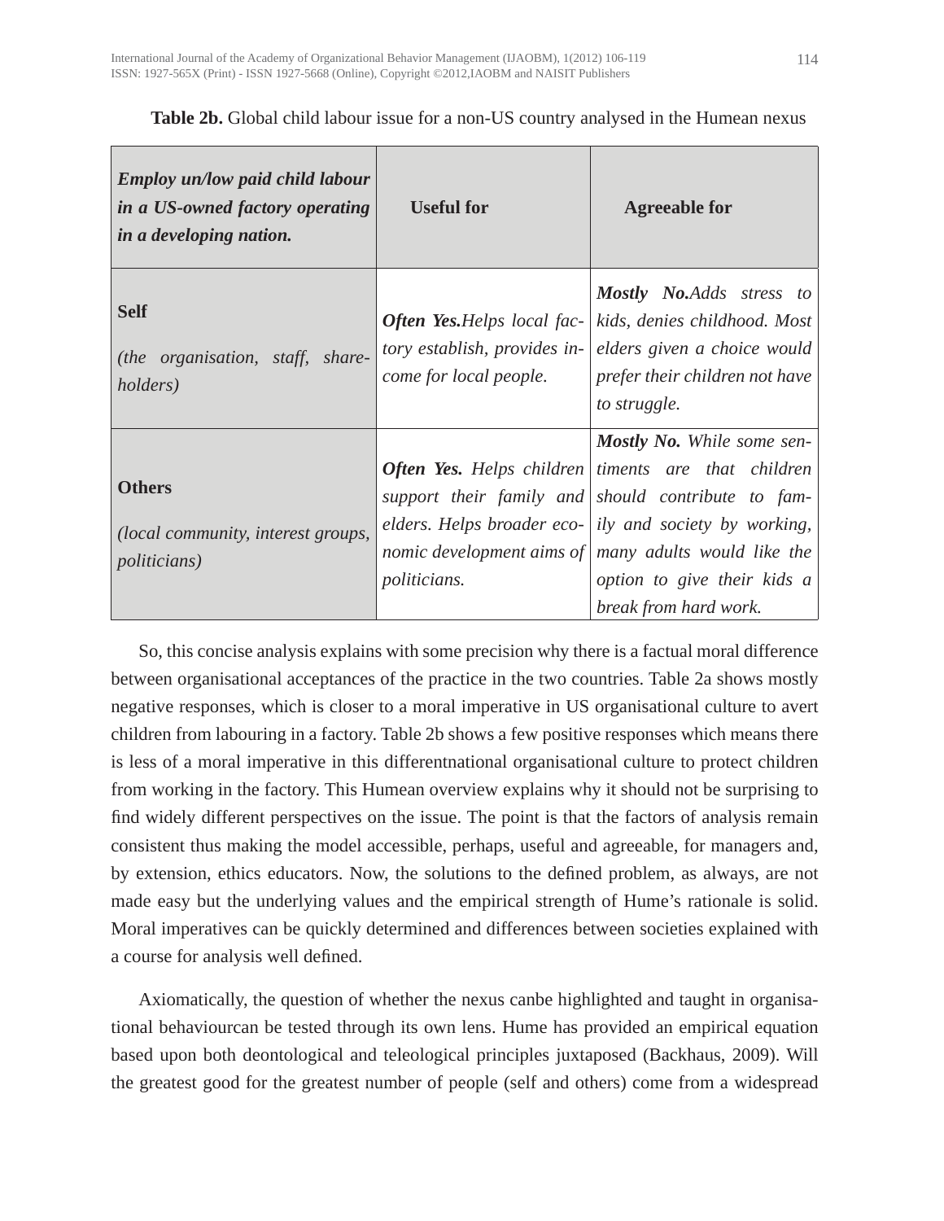**Table 2b.** Global child labour issue for a non-US country analysed in the Humean nexus

| ***Employ un/low paid child labour in a US-owned factory operating in a developing nation.*** | **Useful for** | **Agreeable for** |
|---|---|---|
| **Self**<br>*(the organisation, staff, shareholders)* | ***Often Yes.****Helps local factory establish, provides income for local people.* | ***Mostly No.****Adds stress to kids, denies childhood. Most elders given a choice would prefer their children not have to struggle.* |
| **Others**<br>*(local community, interest groups, politicians)* | ***Often Yes.*** *Helps children support their family and elders. Helps broader economic development aims of politicians.* | ***Mostly No.*** *While some sentiments are that children should contribute to family and society by working, many adults would like the option to give their kids a break from hard work.* |

So, this concise analysis explains with some precision why there is a factual moral difference between organisational acceptances of the practice in the two countries. Table 2a shows mostly negative responses, which is closer to a moral imperative in US organisational culture to avert children from labouring in a factory. Table 2b shows a few positive responses which means there is less of a moral imperative in this differentnational organisational culture to protect children from working in the factory. This Humean overview explains why it should not be surprising to find widely different perspectives on the issue. The point is that the factors of analysis remain consistent thus making the model accessible, perhaps, useful and agreeable, for managers and, by extension, ethics educators. Now, the solutions to the defined problem, as always, are not made easy but the underlying values and the empirical strength of Hume's rationale is solid. Moral imperatives can be quickly determined and differences between societies explained with a course for analysis well defined.

Axiomatically, the question of whether the nexus canbe highlighted and taught in organisational behaviourcan be tested through its own lens. Hume has provided an empirical equation based upon both deontological and teleological principles juxtaposed (Backhaus, 2009). Will the greatest good for the greatest number of people (self and others) come from a widespread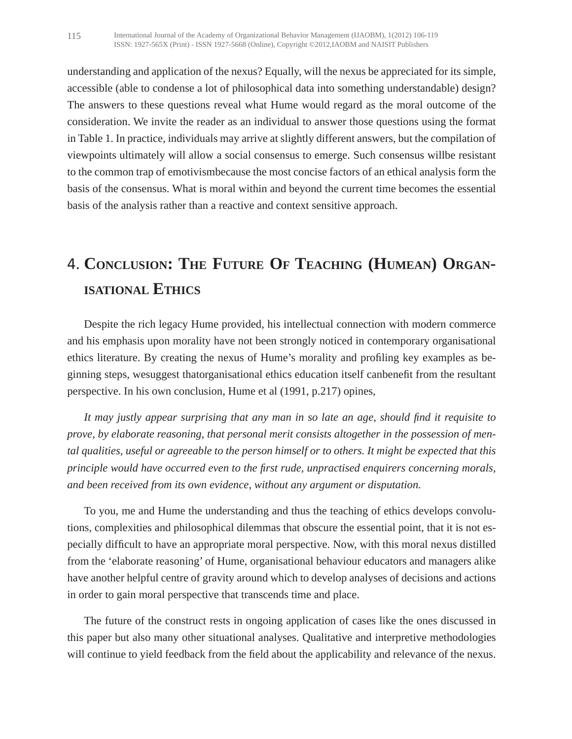understanding and application of the nexus? Equally, will the nexus be appreciated for its simple, accessible (able to condense a lot of philosophical data into something understandable) design? The answers to these questions reveal what Hume would regard as the moral outcome of the consideration. We invite the reader as an individual to answer those questions using the format in Table 1. In practice, individuals may arrive at slightly different answers, but the compilation of viewpoints ultimately will allow a social consensus to emerge. Such consensus willbe resistant to the common trap of emotivismbecause the most concise factors of an ethical analysis form the basis of the consensus. What is moral within and beyond the current time becomes the essential basis of the analysis rather than a reactive and context sensitive approach.

## 4. Conclusion: The Future Of Teaching (Humean) Organisational Ethics

Despite the rich legacy Hume provided, his intellectual connection with modern commerce and his emphasis upon morality have not been strongly noticed in contemporary organisational ethics literature. By creating the nexus of Hume's morality and profiling key examples as beginning steps, wesuggest thatorganisational ethics education itself canbenefit from the resultant perspective. In his own conclusion, Hume et al (1991, p.217) opines,

*It may justly appear surprising that any man in so late an age, should find it requisite to prove, by elaborate reasoning, that personal merit consists altogether in the possession of mental qualities, useful or agreeable to the person himself or to others. It might be expected that this principle would have occurred even to the first rude, unpractised enquirers concerning morals, and been received from its own evidence, without any argument or disputation.*

To you, me and Hume the understanding and thus the teaching of ethics develops convolutions, complexities and philosophical dilemmas that obscure the essential point, that it is not especially difficult to have an appropriate moral perspective. Now, with this moral nexus distilled from the 'elaborate reasoning' of Hume, organisational behaviour educators and managers alike have another helpful centre of gravity around which to develop analyses of decisions and actions in order to gain moral perspective that transcends time and place.

The future of the construct rests in ongoing application of cases like the ones discussed in this paper but also many other situational analyses. Qualitative and interpretive methodologies will continue to yield feedback from the field about the applicability and relevance of the nexus.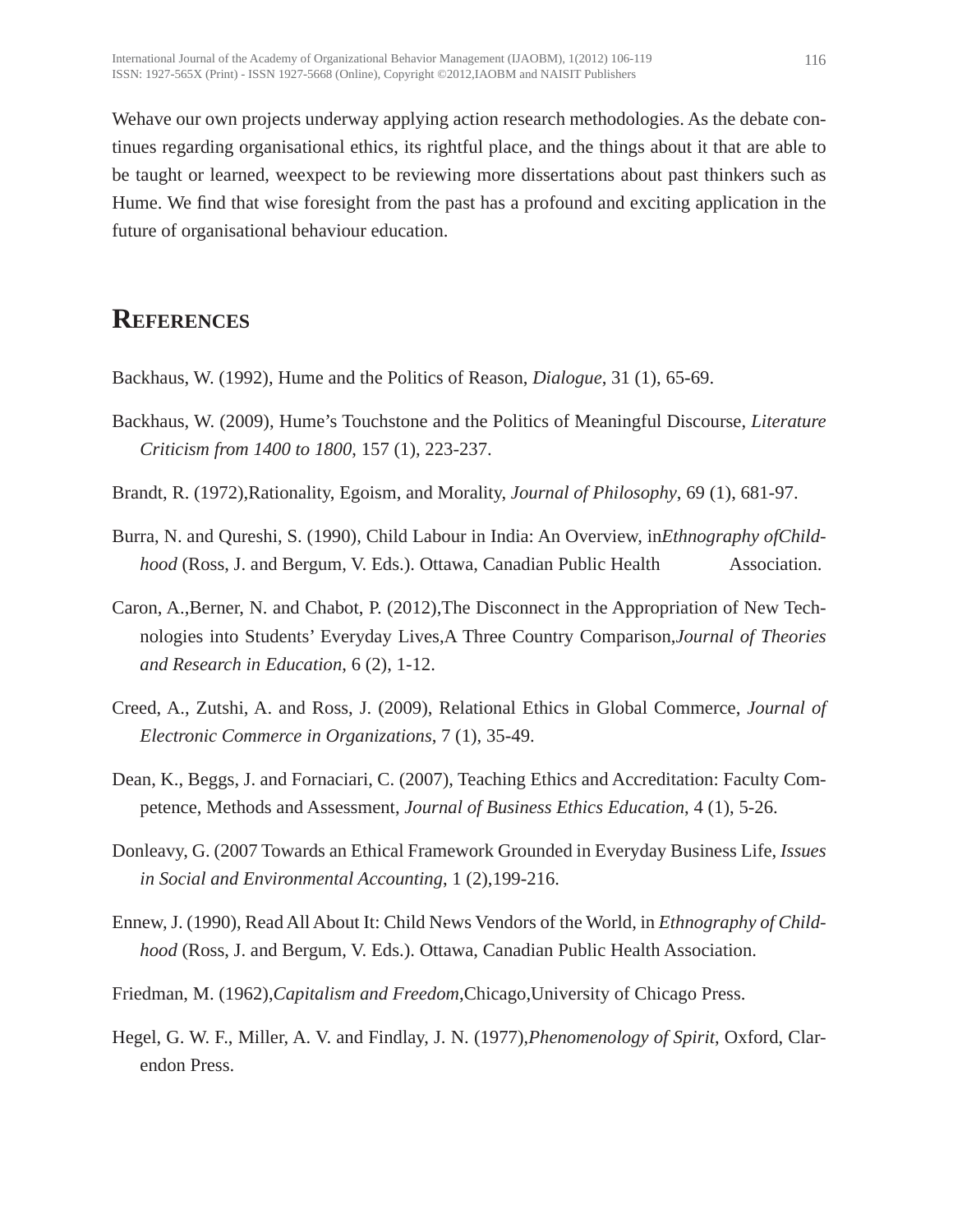Wehave our own projects underway applying action research methodologies. As the debate continues regarding organisational ethics, its rightful place, and the things about it that are able to be taught or learned, weexpect to be reviewing more dissertations about past thinkers such as Hume. We find that wise foresight from the past has a profound and exciting application in the future of organisational behaviour education.

## REFERENCES

Backhaus, W. (1992), Hume and the Politics of Reason, *Dialogue*, 31 (1), 65-69.

Backhaus, W. (2009), Hume's Touchstone and the Politics of Meaningful Discourse, *Literature Criticism from 1400 to 1800*, 157 (1), 223-237.

Brandt, R. (1972),Rationality, Egoism, and Morality, *Journal of Philosophy*, 69 (1), 681-97.

Burra, N. and Qureshi, S. (1990), Child Labour in India: An Overview, in*Ethnography ofChildhood* (Ross, J. and Bergum, V. Eds.). Ottawa, Canadian Public Health Association.

Caron, A.,Berner, N. and Chabot, P. (2012),The Disconnect in the Appropriation of New Technologies into Students' Everyday Lives,A Three Country Comparison,*Journal of Theories and Research in Education*, 6 (2), 1-12.

Creed, A., Zutshi, A. and Ross, J. (2009), Relational Ethics in Global Commerce, *Journal of Electronic Commerce in Organizations*, 7 (1), 35-49.

Dean, K., Beggs, J. and Fornaciari, C. (2007), Teaching Ethics and Accreditation: Faculty Competence, Methods and Assessment, *Journal of Business Ethics Education*, 4 (1), 5-26.

Donleavy, G. (2007 Towards an Ethical Framework Grounded in Everyday Business Life, *Issues in Social and Environmental Accounting*, 1 (2),199-216.

Ennew, J. (1990), Read All About It: Child News Vendors of the World, in *Ethnography of Childhood* (Ross, J. and Bergum, V. Eds.). Ottawa, Canadian Public Health Association.

Friedman, M. (1962),*Capitalism and Freedom*,Chicago,University of Chicago Press.

Hegel, G. W. F., Miller, A. V. and Findlay, J. N. (1977),*Phenomenology of Spirit*, Oxford, Clarendon Press.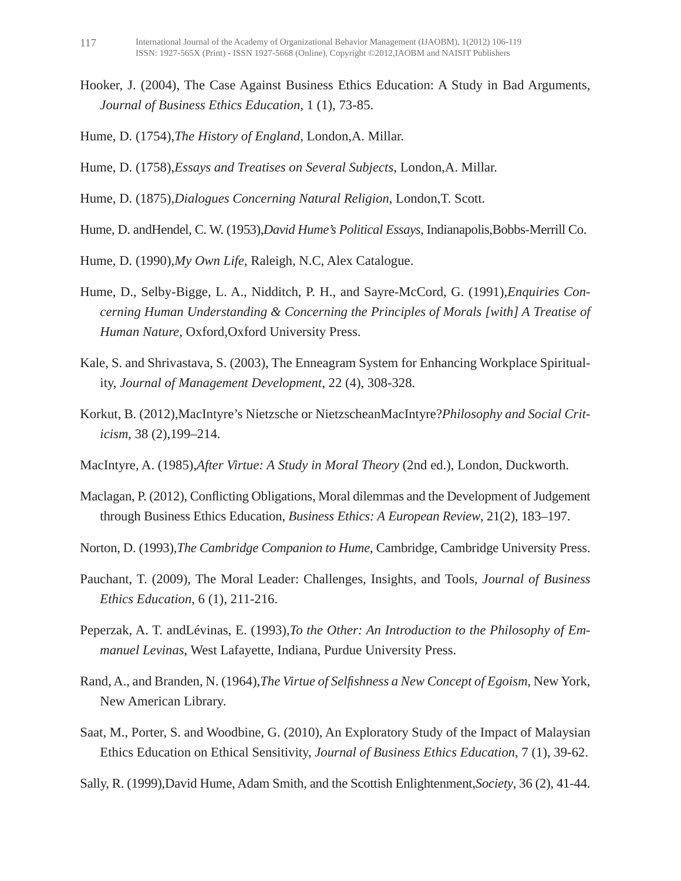Hooker, J. (2004), The Case Against Business Ethics Education: A Study in Bad Arguments, *Journal of Business Ethics Education*, 1 (1), 73-85.

Hume, D. (1754),*The History of England*, London,A. Millar.

Hume, D. (1758),*Essays and Treatises on Several Subjects*, London,A. Millar.

Hume, D. (1875),*Dialogues Concerning Natural Religion*, London,T. Scott.

Hume, D. andHendel, C. W. (1953),*David Hume's Political Essays*, Indianapolis,Bobbs-Merrill Co.

Hume, D. (1990),*My Own Life*, Raleigh, N.C, Alex Catalogue.

Hume, D., Selby-Bigge, L. A., Nidditch, P. H., and Sayre-McCord, G. (1991),*Enquiries Concerning Human Understanding & Concerning the Principles of Morals [with] A Treatise of Human Nature*, Oxford,Oxford University Press.

Kale, S. and Shrivastava, S. (2003), The Enneagram System for Enhancing Workplace Spirituality, *Journal of Management Development*, 22 (4), 308-328.

Korkut, B. (2012),MacIntyre's Nietzsche or NietzscheanMacIntyre?*Philosophy and Social Criticism*, 38 (2),199–214.

MacIntyre, A. (1985),*After Virtue: A Study in Moral Theory* (2nd ed.), London, Duckworth.

Maclagan, P. (2012), Conflicting Obligations, Moral dilemmas and the Development of Judgement through Business Ethics Education, *Business Ethics: A European Review*, 21(2), 183–197.

Norton, D. (1993),*The Cambridge Companion to Hume*, Cambridge, Cambridge University Press.

Pauchant, T. (2009), The Moral Leader: Challenges, Insights, and Tools, *Journal of Business Ethics Education*, 6 (1), 211-216.

Peperzak, A. T. andLévinas, E. (1993),*To the Other: An Introduction to the Philosophy of Emmanuel Levinas*, West Lafayette, Indiana, Purdue University Press.

Rand, A., and Branden, N. (1964),*The Virtue of Selfishness a New Concept of Egoism*, New York, New American Library.

Saat, M., Porter, S. and Woodbine, G. (2010), An Exploratory Study of the Impact of Malaysian Ethics Education on Ethical Sensitivity, *Journal of Business Ethics Education*, 7 (1), 39-62.

Sally, R. (1999),David Hume, Adam Smith, and the Scottish Enlightenment,*Society*, 36 (2), 41-44.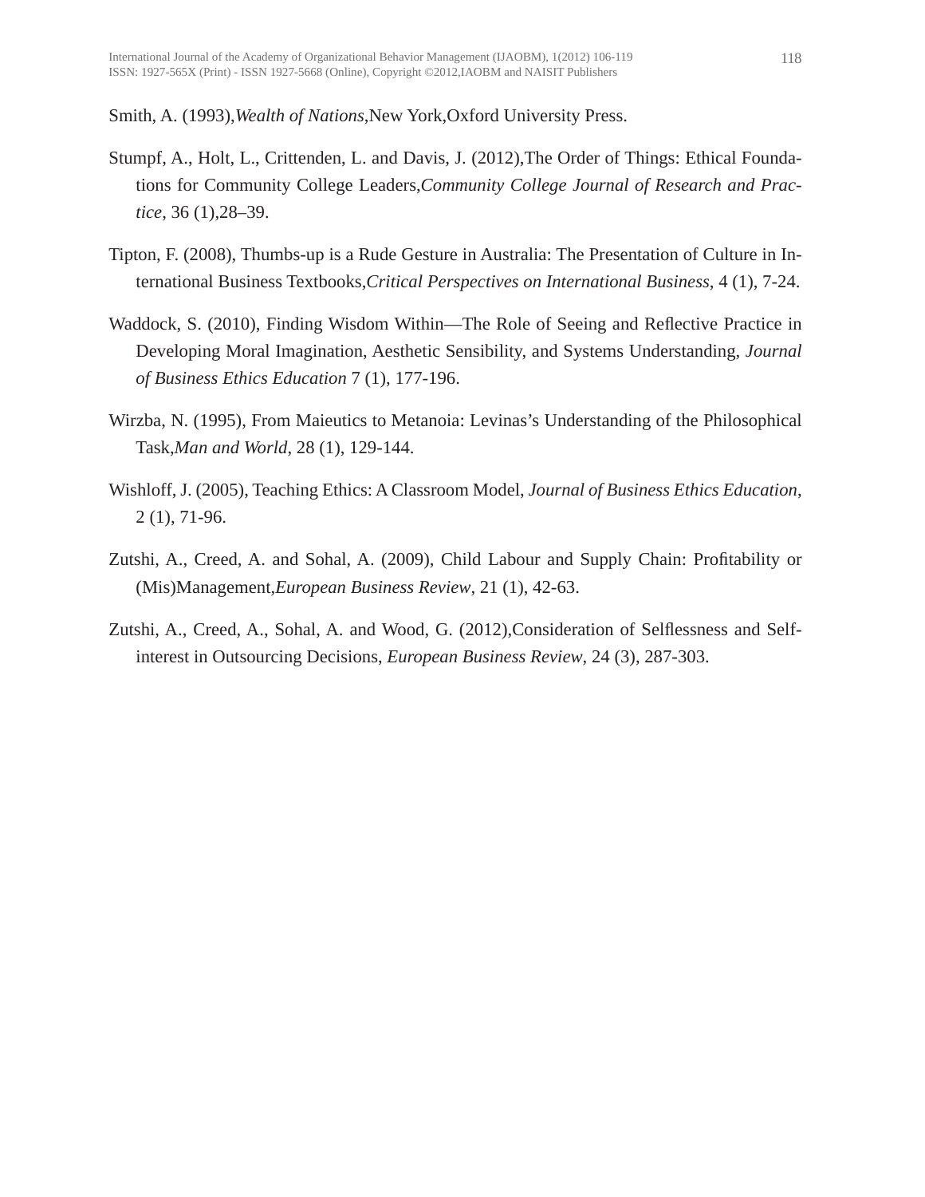Smith, A. (1993),*Wealth of Nations*,New York,Oxford University Press.

Stumpf, A., Holt, L., Crittenden, L. and Davis, J. (2012),The Order of Things: Ethical Foundations for Community College Leaders,*Community College Journal of Research and Practice*, 36 (1),28–39.

Tipton, F. (2008), Thumbs-up is a Rude Gesture in Australia: The Presentation of Culture in International Business Textbooks,*Critical Perspectives on International Business*, 4 (1), 7-24.

Waddock, S. (2010), Finding Wisdom Within—The Role of Seeing and Reflective Practice in Developing Moral Imagination, Aesthetic Sensibility, and Systems Understanding, *Journal of Business Ethics Education* 7 (1), 177-196.

Wirzba, N. (1995), From Maieutics to Metanoia: Levinas's Understanding of the Philosophical Task,*Man and World*, 28 (1), 129-144.

Wishloff, J. (2005), Teaching Ethics: A Classroom Model, *Journal of Business Ethics Education*, 2 (1), 71-96.

Zutshi, A., Creed, A. and Sohal, A. (2009), Child Labour and Supply Chain: Profitability or (Mis)Management,*European Business Review*, 21 (1), 42-63.

Zutshi, A., Creed, A., Sohal, A. and Wood, G. (2012),Consideration of Selflessness and Self-interest in Outsourcing Decisions, *European Business Review*, 24 (3), 287-303.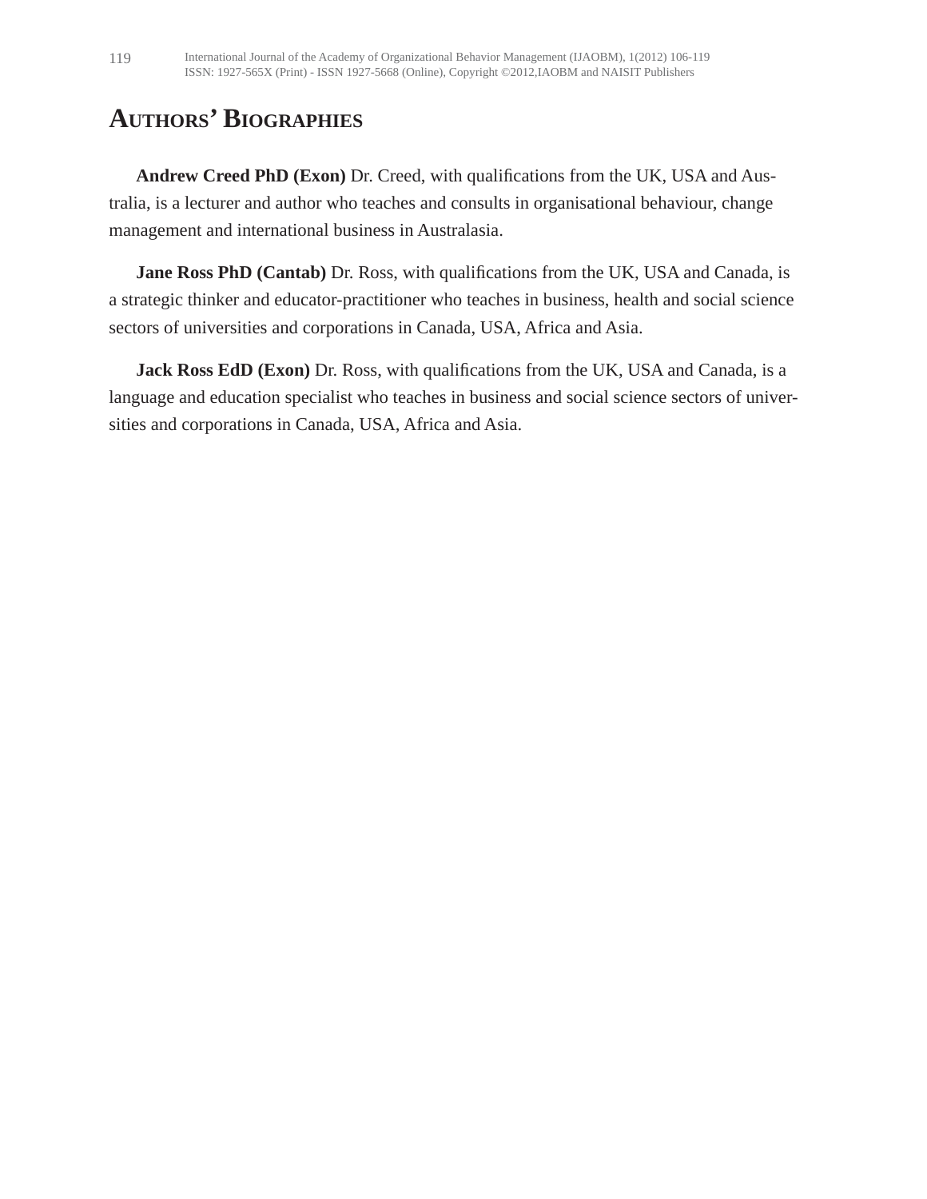# Authors' Biographies

**Andrew Creed PhD (Exon)** Dr. Creed, with qualifications from the UK, USA and Australia, is a lecturer and author who teaches and consults in organisational behaviour, change management and international business in Australasia.

**Jane Ross PhD (Cantab)** Dr. Ross, with qualifications from the UK, USA and Canada, is a strategic thinker and educator-practitioner who teaches in business, health and social science sectors of universities and corporations in Canada, USA, Africa and Asia.

**Jack Ross EdD (Exon)** Dr. Ross, with qualifications from the UK, USA and Canada, is a language and education specialist who teaches in business and social science sectors of universities and corporations in Canada, USA, Africa and Asia.